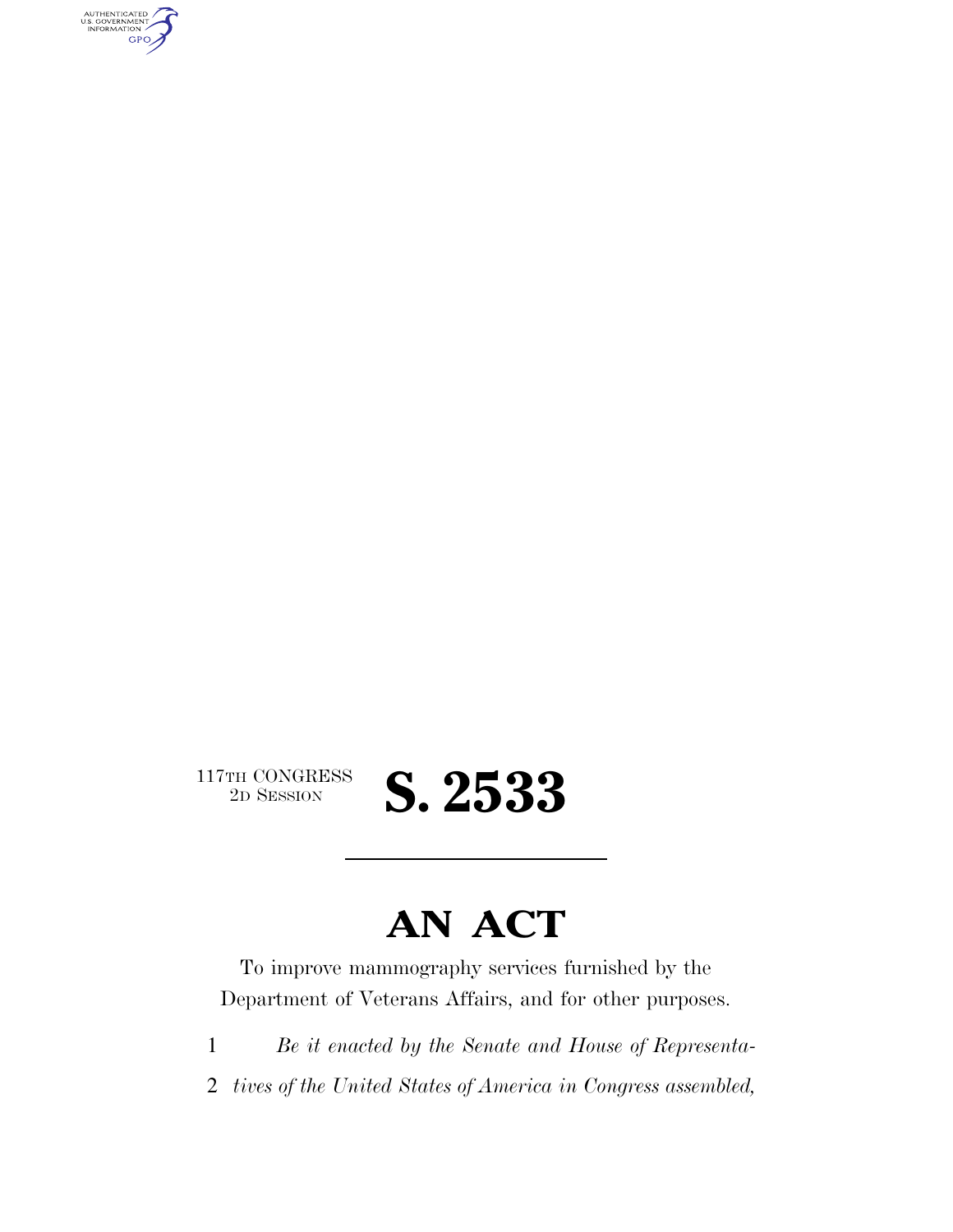117TH CONGRESS
2D SESSION

# S. 2533

## AN ACT

To improve mammography services furnished by the Department of Veterans Affairs, and for other purposes.

1 *Be it enacted by the Senate and House of Representa-*
2 *tives of the United States of America in Congress assembled,*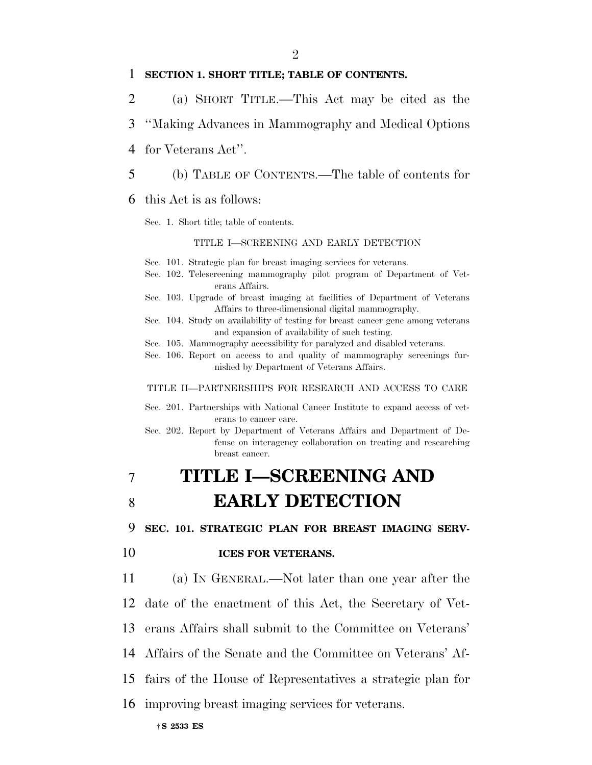**SECTION 1. SHORT TITLE; TABLE OF CONTENTS.**

(a) SHORT TITLE.—This Act may be cited as the ''Making Advances in Mammography and Medical Options for Veterans Act''.

(b) TABLE OF CONTENTS.—The table of contents for this Act is as follows:

Sec. 1. Short title; table of contents.

TITLE I—SCREENING AND EARLY DETECTION

Sec. 101. Strategic plan for breast imaging services for veterans.
Sec. 102. Telescreening mammography pilot program of Department of Veterans Affairs.
Sec. 103. Upgrade of breast imaging at facilities of Department of Veterans Affairs to three-dimensional digital mammography.
Sec. 104. Study on availability of testing for breast cancer gene among veterans and expansion of availability of such testing.
Sec. 105. Mammography accessibility for paralyzed and disabled veterans.
Sec. 106. Report on access to and quality of mammography screenings furnished by Department of Veterans Affairs.

TITLE II—PARTNERSHIPS FOR RESEARCH AND ACCESS TO CARE

Sec. 201. Partnerships with National Cancer Institute to expand access of veterans to cancer care.
Sec. 202. Report by Department of Veterans Affairs and Department of Defense on interagency collaboration on treating and researching breast cancer.

# TITLE I—SCREENING AND EARLY DETECTION

**SEC. 101. STRATEGIC PLAN FOR BREAST IMAGING SERVICES FOR VETERANS.**

(a) IN GENERAL.—Not later than one year after the date of the enactment of this Act, the Secretary of Veterans Affairs shall submit to the Committee on Veterans' Affairs of the Senate and the Committee on Veterans' Affairs of the House of Representatives a strategic plan for improving breast imaging services for veterans.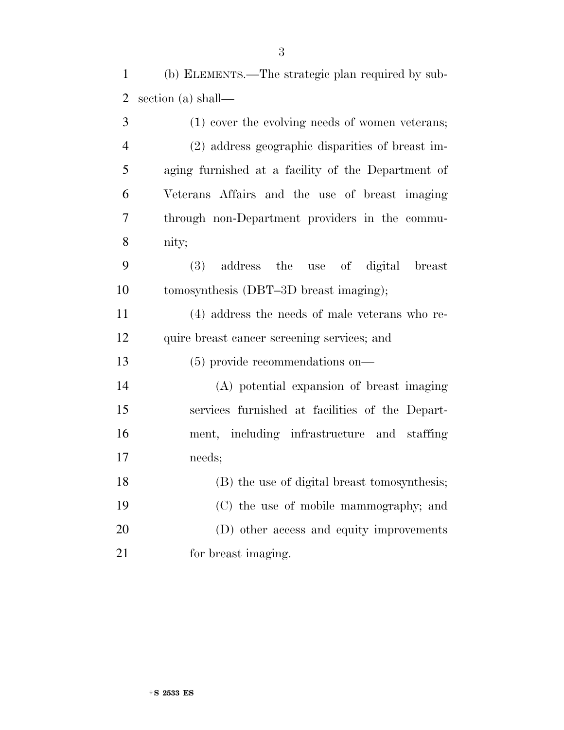(b) ELEMENTS.—The strategic plan required by subsection (a) shall—

(1) cover the evolving needs of women veterans;

(2) address geographic disparities of breast imaging furnished at a facility of the Department of Veterans Affairs and the use of breast imaging through non-Department providers in the community;

(3) address the use of digital breast tomosynthesis (DBT–3D breast imaging);

(4) address the needs of male veterans who require breast cancer screening services; and

(5) provide recommendations on—

(A) potential expansion of breast imaging services furnished at facilities of the Department, including infrastructure and staffing needs;

(B) the use of digital breast tomosynthesis;

(C) the use of mobile mammography; and

(D) other access and equity improvements for breast imaging.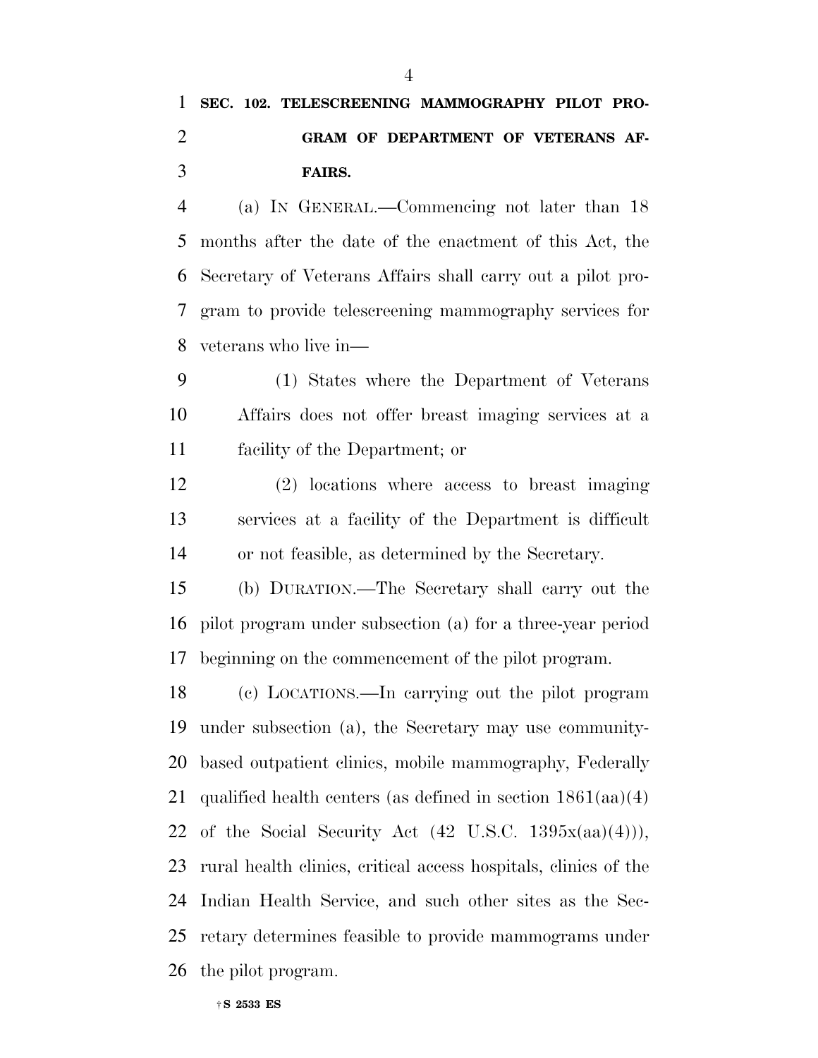## SEC. 102. TELESCREENING MAMMOGRAPHY PILOT PROGRAM OF DEPARTMENT OF VETERANS AFFAIRS.

(a) IN GENERAL.—Commencing not later than 18 months after the date of the enactment of this Act, the Secretary of Veterans Affairs shall carry out a pilot program to provide telescreening mammography services for veterans who live in—

(1) States where the Department of Veterans Affairs does not offer breast imaging services at a facility of the Department; or

(2) locations where access to breast imaging services at a facility of the Department is difficult or not feasible, as determined by the Secretary.

(b) DURATION.—The Secretary shall carry out the pilot program under subsection (a) for a three-year period beginning on the commencement of the pilot program.

(c) LOCATIONS.—In carrying out the pilot program under subsection (a), the Secretary may use community-based outpatient clinics, mobile mammography, Federally qualified health centers (as defined in section 1861(aa)(4) of the Social Security Act (42 U.S.C. 1395x(aa)(4))), rural health clinics, critical access hospitals, clinics of the Indian Health Service, and such other sites as the Secretary determines feasible to provide mammograms under the pilot program.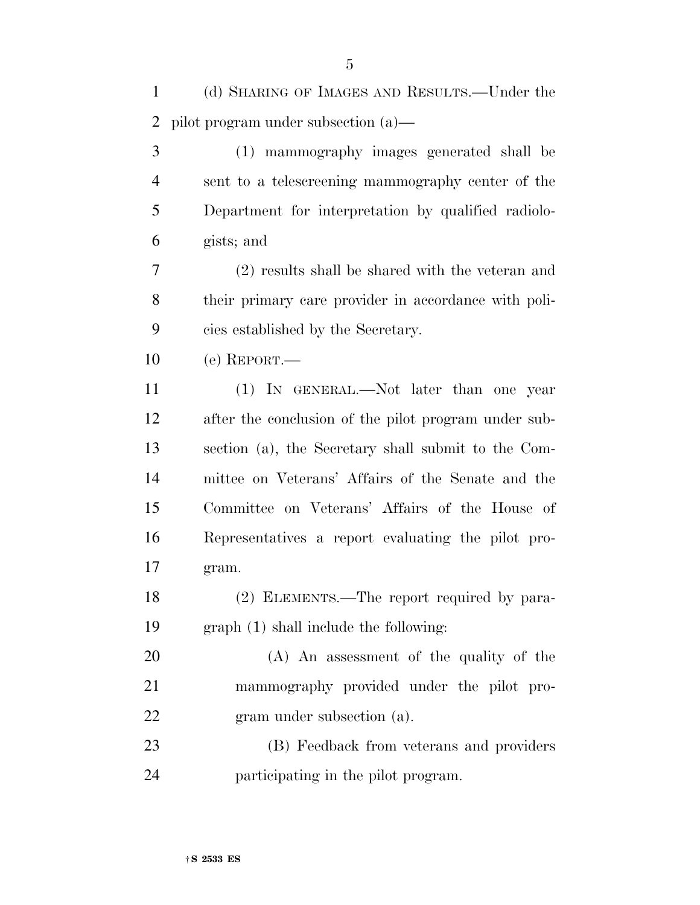(d) SHARING OF IMAGES AND RESULTS.—Under the pilot program under subsection (a)—

(1) mammography images generated shall be sent to a telescreening mammography center of the Department for interpretation by qualified radiologists; and

(2) results shall be shared with the veteran and their primary care provider in accordance with policies established by the Secretary.

(e) REPORT.—

(1) IN GENERAL.—Not later than one year after the conclusion of the pilot program under subsection (a), the Secretary shall submit to the Committee on Veterans' Affairs of the Senate and the Committee on Veterans' Affairs of the House of Representatives a report evaluating the pilot program.

(2) ELEMENTS.—The report required by paragraph (1) shall include the following:

(A) An assessment of the quality of the mammography provided under the pilot program under subsection (a).

(B) Feedback from veterans and providers participating in the pilot program.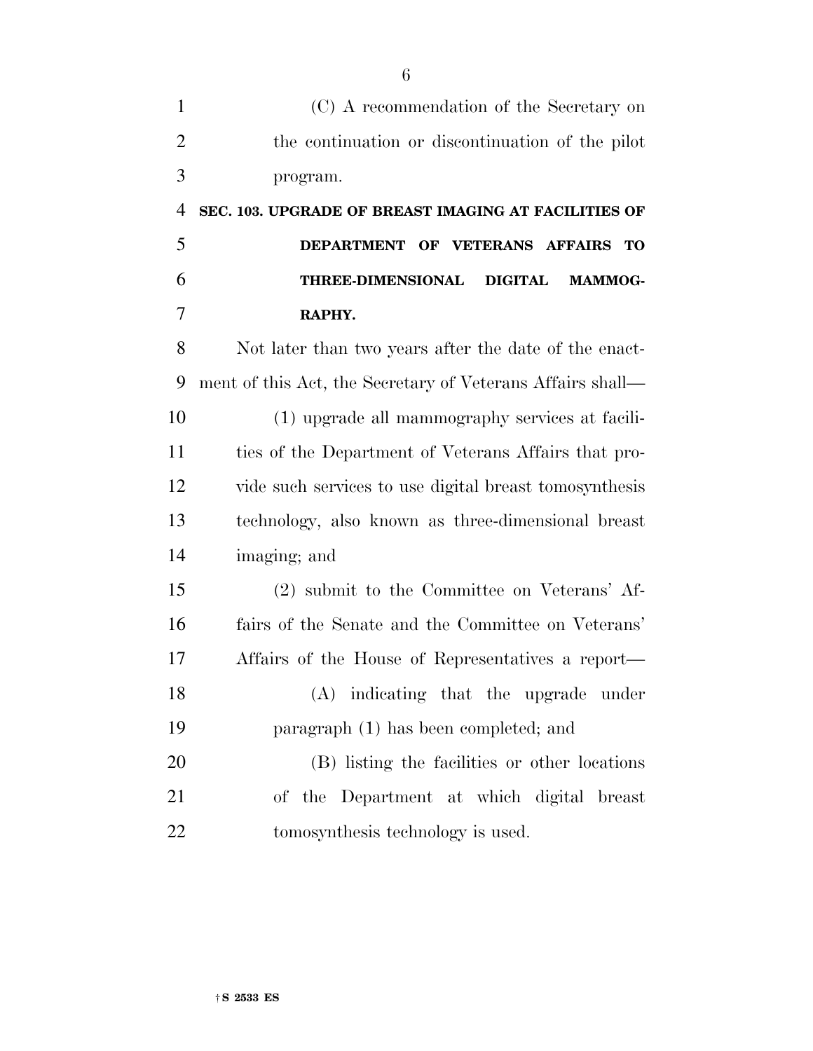(C) A recommendation of the Secretary on the continuation or discontinuation of the pilot program.

**SEC. 103. UPGRADE OF BREAST IMAGING AT FACILITIES OF DEPARTMENT OF VETERANS AFFAIRS TO THREE-DIMENSIONAL DIGITAL MAMMOGRAPHY.**

Not later than two years after the date of the enactment of this Act, the Secretary of Veterans Affairs shall—

(1) upgrade all mammography services at facilities of the Department of Veterans Affairs that provide such services to use digital breast tomosynthesis technology, also known as three-dimensional breast imaging; and

(2) submit to the Committee on Veterans' Affairs of the Senate and the Committee on Veterans' Affairs of the House of Representatives a report—

(A) indicating that the upgrade under paragraph (1) has been completed; and

(B) listing the facilities or other locations of the Department at which digital breast tomosynthesis technology is used.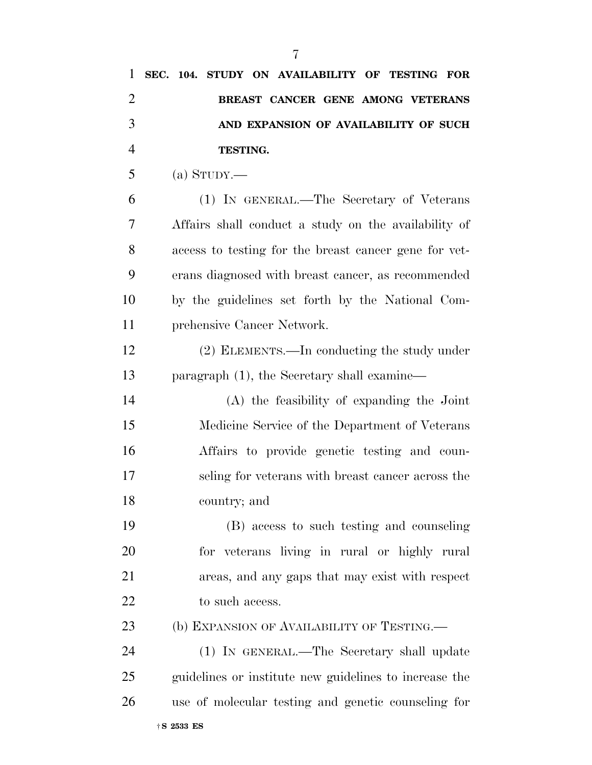**SEC. 104. STUDY ON AVAILABILITY OF TESTING FOR BREAST CANCER GENE AMONG VETERANS AND EXPANSION OF AVAILABILITY OF SUCH TESTING.**

(a) STUDY.—

(1) IN GENERAL.—The Secretary of Veterans Affairs shall conduct a study on the availability of access to testing for the breast cancer gene for veterans diagnosed with breast cancer, as recommended by the guidelines set forth by the National Comprehensive Cancer Network.

(2) ELEMENTS.—In conducting the study under paragraph (1), the Secretary shall examine—

(A) the feasibility of expanding the Joint Medicine Service of the Department of Veterans Affairs to provide genetic testing and counseling for veterans with breast cancer across the country; and

(B) access to such testing and counseling for veterans living in rural or highly rural areas, and any gaps that may exist with respect to such access.

(b) EXPANSION OF AVAILABILITY OF TESTING.—

(1) IN GENERAL.—The Secretary shall update guidelines or institute new guidelines to increase the use of molecular testing and genetic counseling for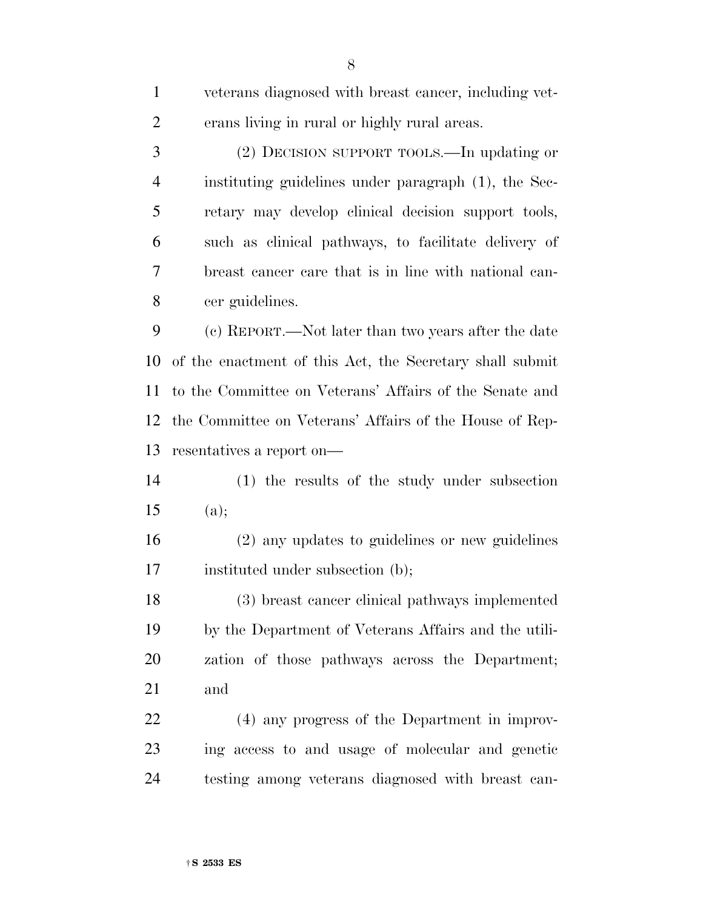veterans diagnosed with breast cancer, including veterans living in rural or highly rural areas.

(2) DECISION SUPPORT TOOLS.—In updating or instituting guidelines under paragraph (1), the Secretary may develop clinical decision support tools, such as clinical pathways, to facilitate delivery of breast cancer care that is in line with national cancer guidelines.

(c) REPORT.—Not later than two years after the date of the enactment of this Act, the Secretary shall submit to the Committee on Veterans' Affairs of the Senate and the Committee on Veterans' Affairs of the House of Representatives a report on—

(1) the results of the study under subsection (a);

(2) any updates to guidelines or new guidelines instituted under subsection (b);

(3) breast cancer clinical pathways implemented by the Department of Veterans Affairs and the utilization of those pathways across the Department; and

(4) any progress of the Department in improving access to and usage of molecular and genetic testing among veterans diagnosed with breast can-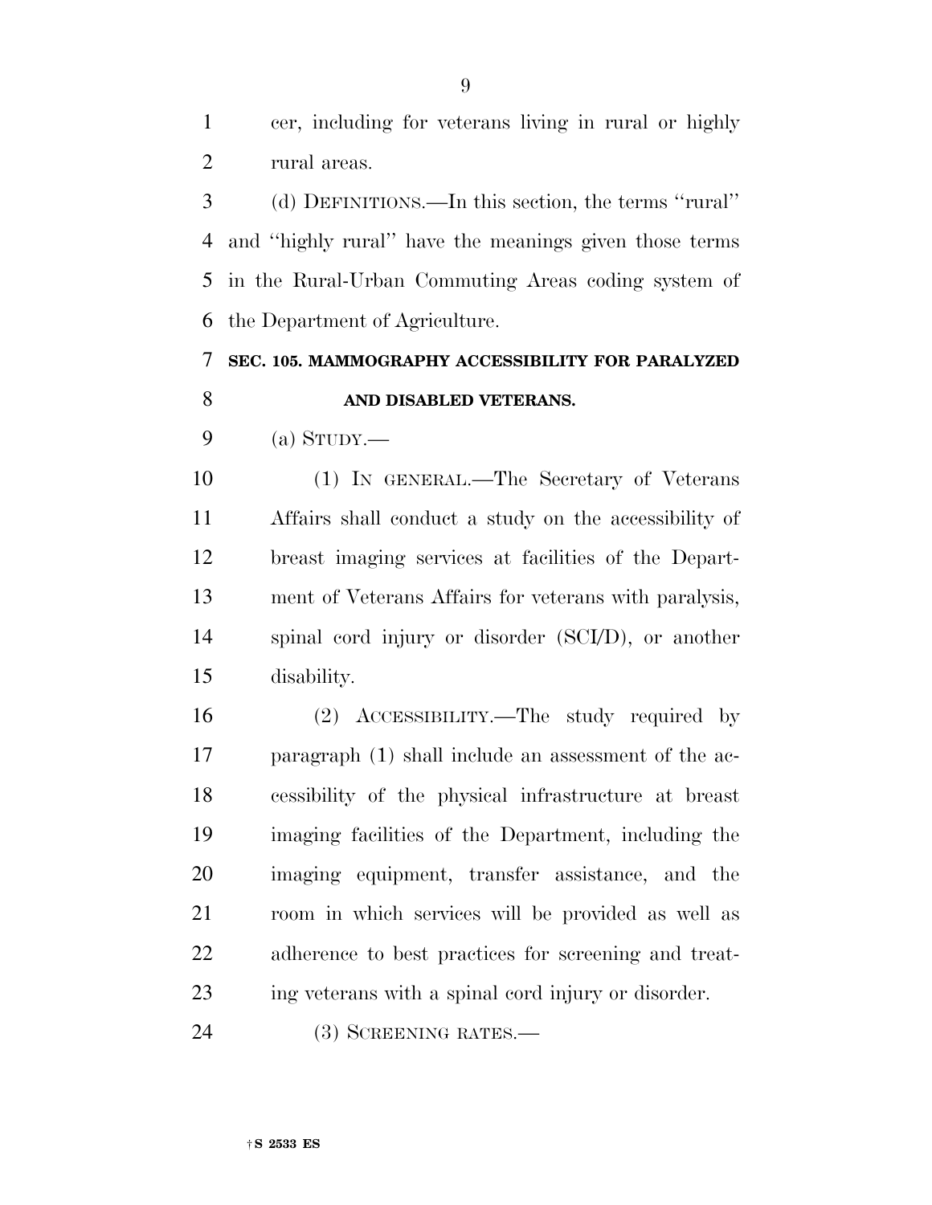cer, including for veterans living in rural or highly rural areas.

(d) DEFINITIONS.—In this section, the terms ''rural'' and ''highly rural'' have the meanings given those terms in the Rural-Urban Commuting Areas coding system of the Department of Agriculture.

### SEC. 105. MAMMOGRAPHY ACCESSIBILITY FOR PARALYZED AND DISABLED VETERANS.

(a) STUDY.—

(1) IN GENERAL.—The Secretary of Veterans Affairs shall conduct a study on the accessibility of breast imaging services at facilities of the Department of Veterans Affairs for veterans with paralysis, spinal cord injury or disorder (SCI/D), or another disability.

(2) ACCESSIBILITY.—The study required by paragraph (1) shall include an assessment of the accessibility of the physical infrastructure at breast imaging facilities of the Department, including the imaging equipment, transfer assistance, and the room in which services will be provided as well as adherence to best practices for screening and treating veterans with a spinal cord injury or disorder.

(3) SCREENING RATES.—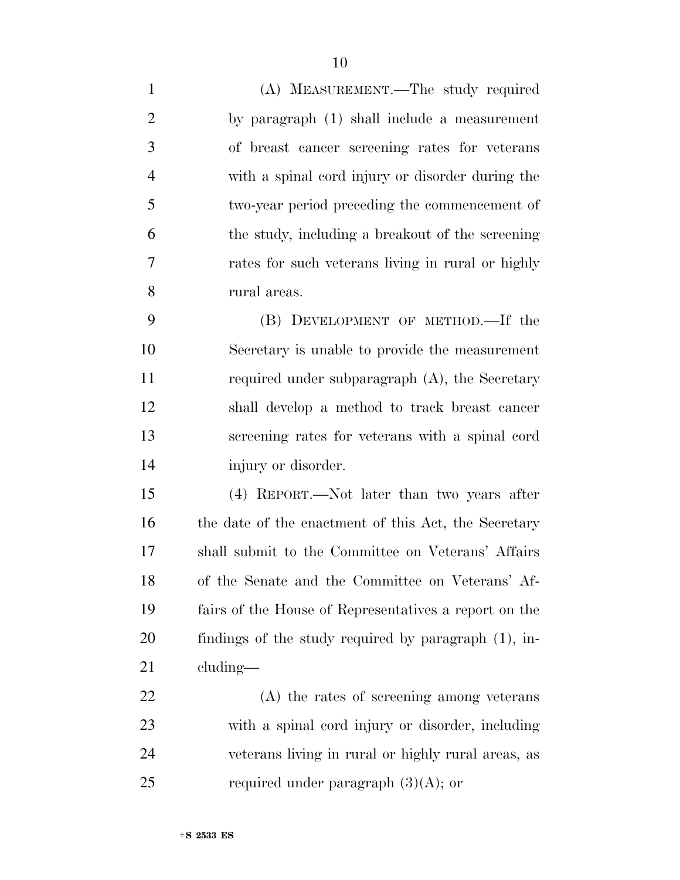(A) MEASUREMENT.—The study required by paragraph (1) shall include a measurement of breast cancer screening rates for veterans with a spinal cord injury or disorder during the two-year period preceding the commencement of the study, including a breakout of the screening rates for such veterans living in rural or highly rural areas.

(B) DEVELOPMENT OF METHOD.—If the Secretary is unable to provide the measurement required under subparagraph (A), the Secretary shall develop a method to track breast cancer screening rates for veterans with a spinal cord injury or disorder.

(4) REPORT.—Not later than two years after the date of the enactment of this Act, the Secretary shall submit to the Committee on Veterans' Affairs of the Senate and the Committee on Veterans' Affairs of the House of Representatives a report on the findings of the study required by paragraph (1), including—

(A) the rates of screening among veterans with a spinal cord injury or disorder, including veterans living in rural or highly rural areas, as required under paragraph (3)(A); or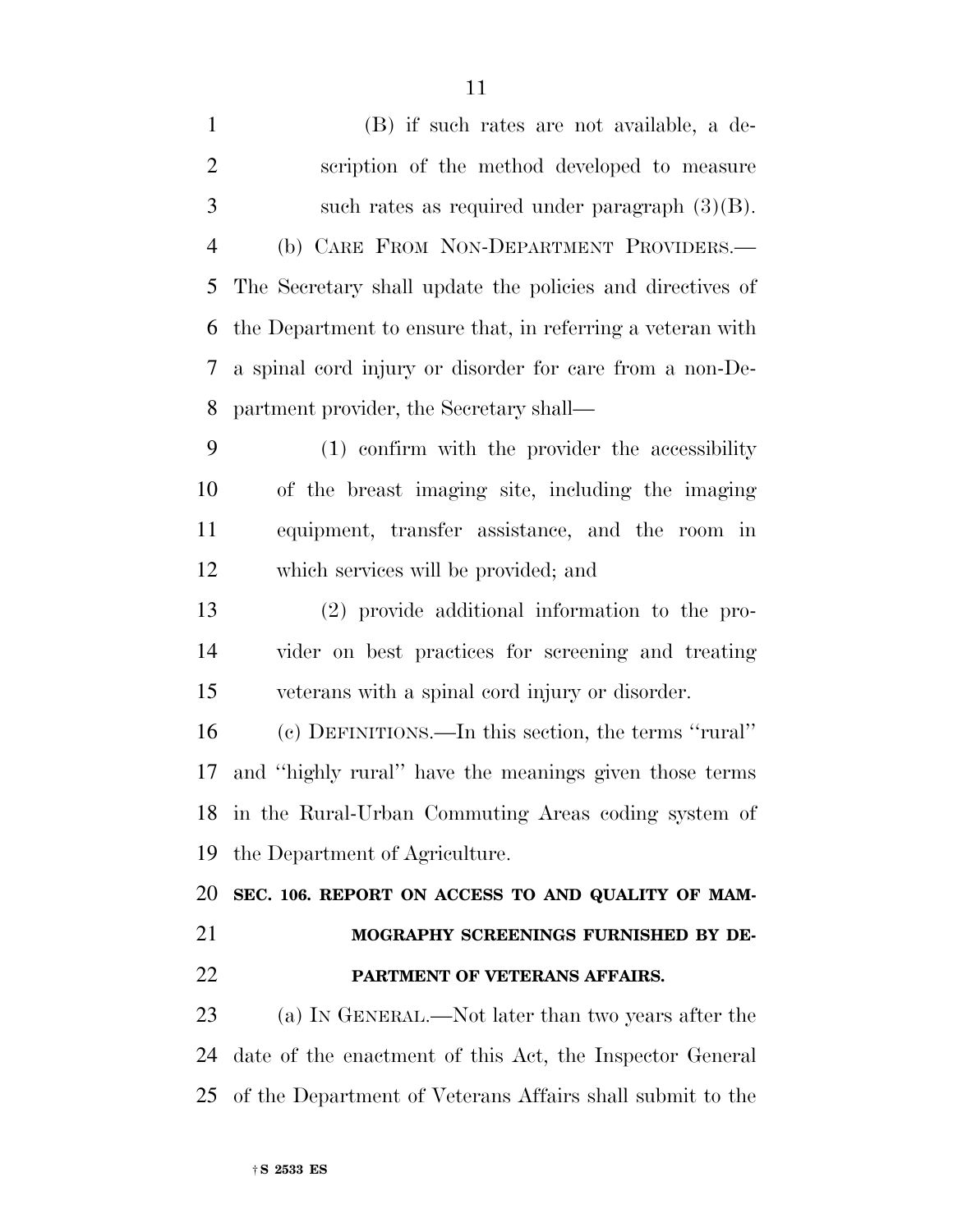(B) if such rates are not available, a description of the method developed to measure such rates as required under paragraph (3)(B).

(b) CARE FROM NON-DEPARTMENT PROVIDERS.—The Secretary shall update the policies and directives of the Department to ensure that, in referring a veteran with a spinal cord injury or disorder for care from a non-Department provider, the Secretary shall—

(1) confirm with the provider the accessibility of the breast imaging site, including the imaging equipment, transfer assistance, and the room in which services will be provided; and

(2) provide additional information to the provider on best practices for screening and treating veterans with a spinal cord injury or disorder.

(c) DEFINITIONS.—In this section, the terms ''rural'' and ''highly rural'' have the meanings given those terms in the Rural-Urban Commuting Areas coding system of the Department of Agriculture.

**SEC. 106. REPORT ON ACCESS TO AND QUALITY OF MAMMOGRAPHY SCREENINGS FURNISHED BY DEPARTMENT OF VETERANS AFFAIRS.**

(a) IN GENERAL.—Not later than two years after the date of the enactment of this Act, the Inspector General of the Department of Veterans Affairs shall submit to the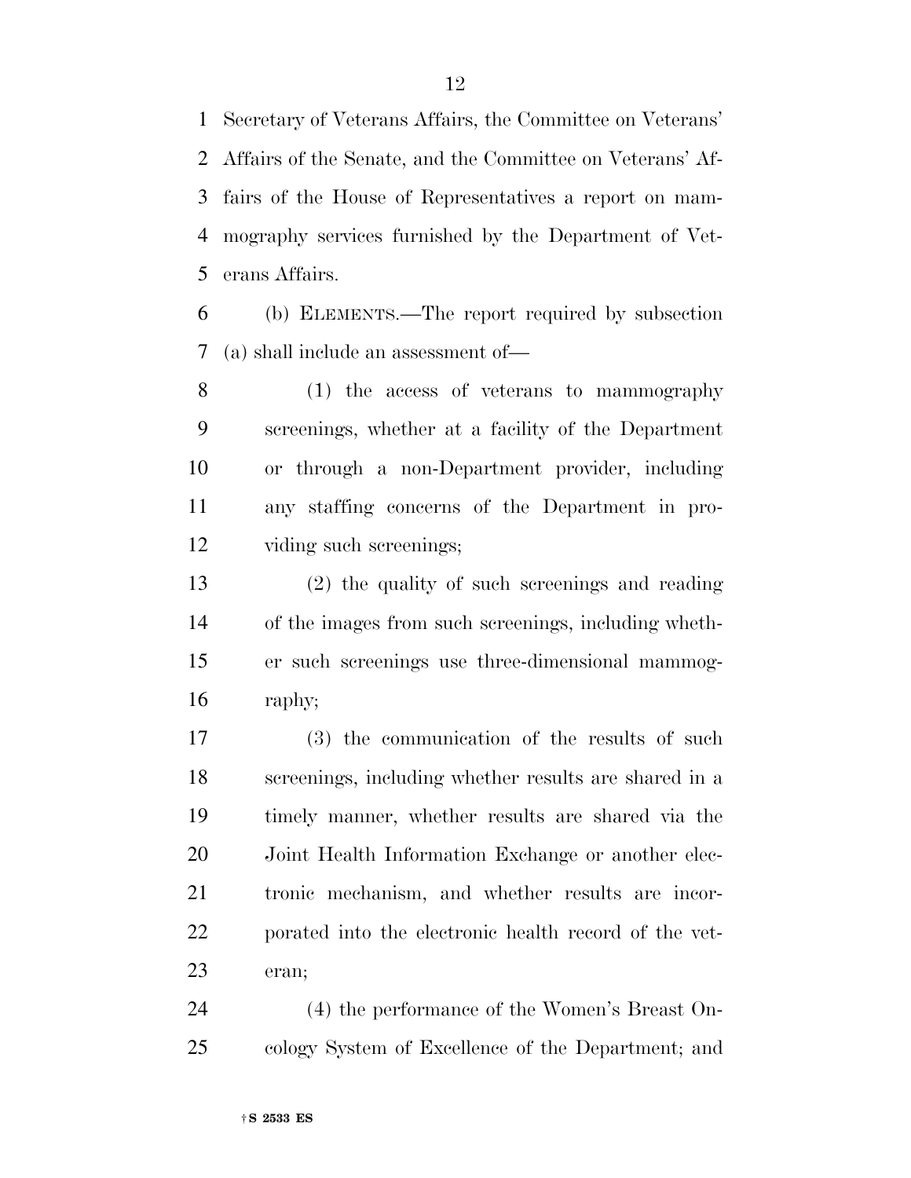Secretary of Veterans Affairs, the Committee on Veterans' Affairs of the Senate, and the Committee on Veterans' Affairs of the House of Representatives a report on mammography services furnished by the Department of Veterans Affairs.

(b) ELEMENTS.—The report required by subsection (a) shall include an assessment of—

(1) the access of veterans to mammography screenings, whether at a facility of the Department or through a non-Department provider, including any staffing concerns of the Department in providing such screenings;

(2) the quality of such screenings and reading of the images from such screenings, including whether such screenings use three-dimensional mammography;

(3) the communication of the results of such screenings, including whether results are shared in a timely manner, whether results are shared via the Joint Health Information Exchange or another electronic mechanism, and whether results are incorporated into the electronic health record of the veteran;

(4) the performance of the Women's Breast Oncology System of Excellence of the Department; and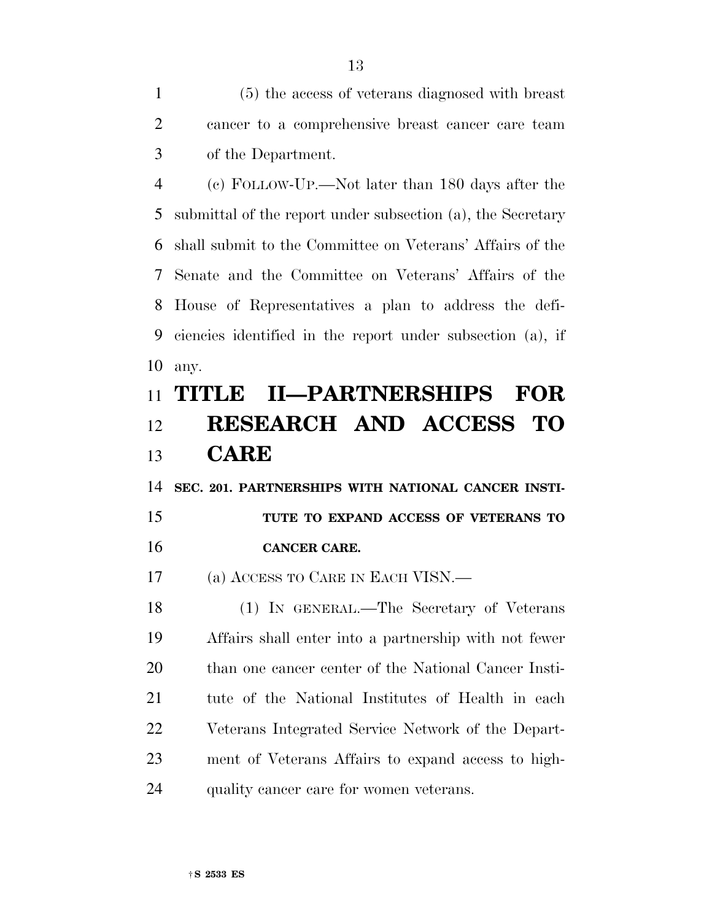(5) the access of veterans diagnosed with breast cancer to a comprehensive breast cancer care team of the Department.

(c) FOLLOW-UP.—Not later than 180 days after the submittal of the report under subsection (a), the Secretary shall submit to the Committee on Veterans' Affairs of the Senate and the Committee on Veterans' Affairs of the House of Representatives a plan to address the deficiencies identified in the report under subsection (a), if any.

# TITLE II—PARTNERSHIPS FOR RESEARCH AND ACCESS TO CARE

**SEC. 201. PARTNERSHIPS WITH NATIONAL CANCER INSTITUTE TO EXPAND ACCESS OF VETERANS TO CANCER CARE.**

(a) ACCESS TO CARE IN EACH VISN.—

(1) IN GENERAL.—The Secretary of Veterans Affairs shall enter into a partnership with not fewer than one cancer center of the National Cancer Institute of the National Institutes of Health in each Veterans Integrated Service Network of the Department of Veterans Affairs to expand access to high-quality cancer care for women veterans.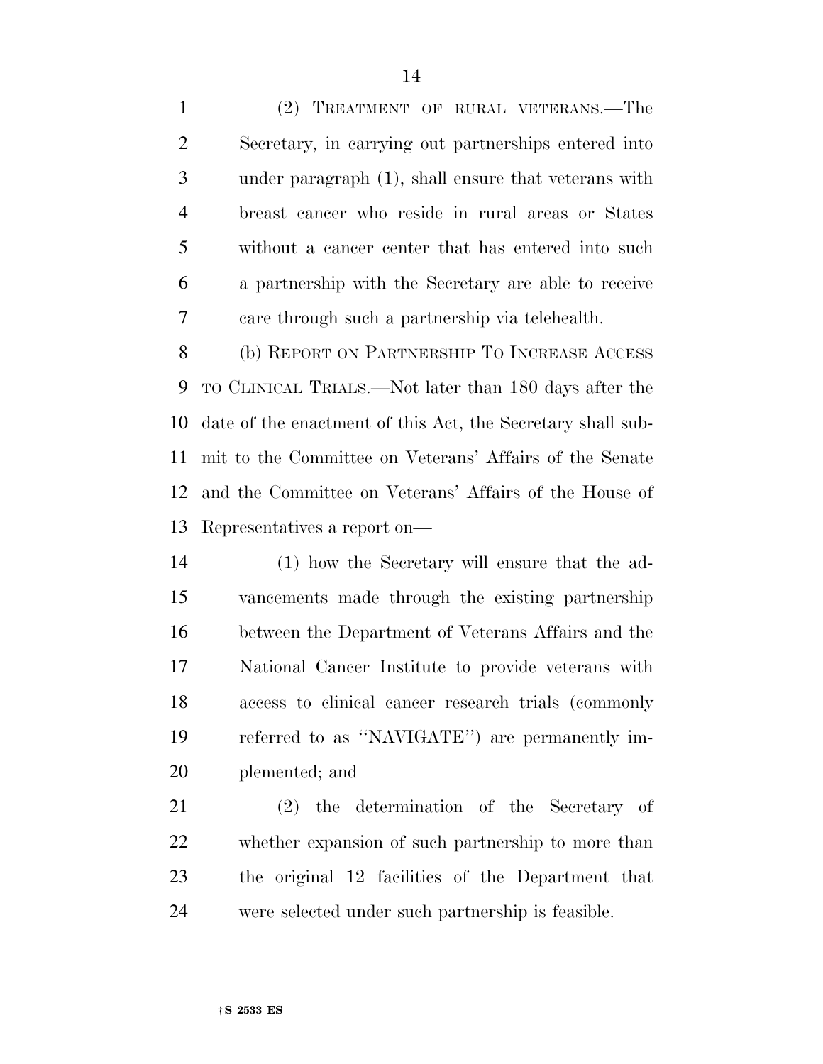(2) TREATMENT OF RURAL VETERANS.—The Secretary, in carrying out partnerships entered into under paragraph (1), shall ensure that veterans with breast cancer who reside in rural areas or States without a cancer center that has entered into such a partnership with the Secretary are able to receive care through such a partnership via telehealth.

(b) REPORT ON PARTNERSHIP TO INCREASE ACCESS TO CLINICAL TRIALS.—Not later than 180 days after the date of the enactment of this Act, the Secretary shall submit to the Committee on Veterans' Affairs of the Senate and the Committee on Veterans' Affairs of the House of Representatives a report on—

(1) how the Secretary will ensure that the advancements made through the existing partnership between the Department of Veterans Affairs and the National Cancer Institute to provide veterans with access to clinical cancer research trials (commonly referred to as ''NAVIGATE'') are permanently implemented; and

(2) the determination of the Secretary of whether expansion of such partnership to more than the original 12 facilities of the Department that were selected under such partnership is feasible.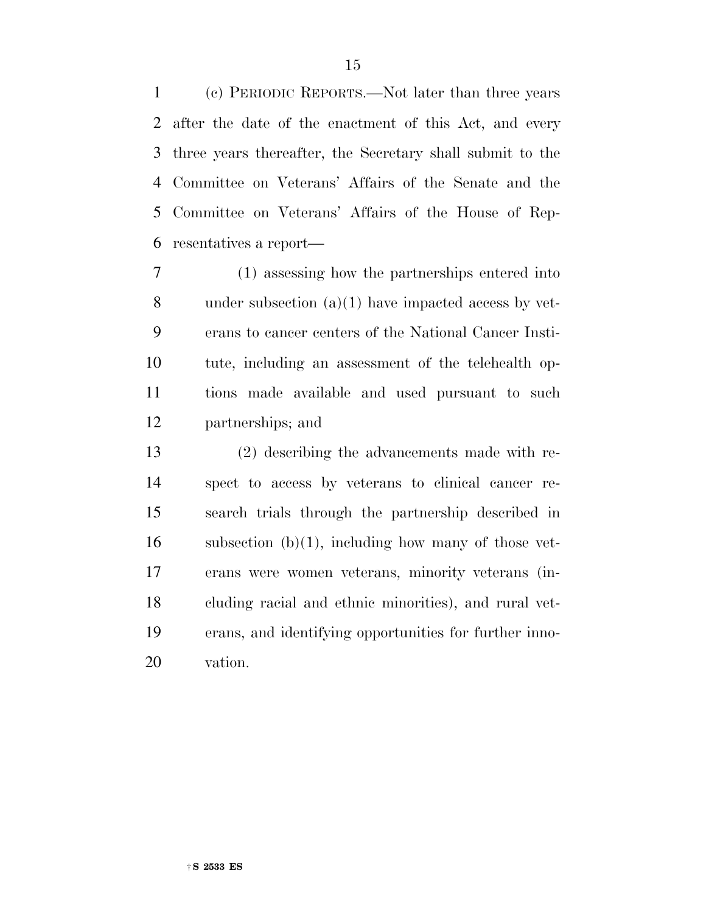(c) PERIODIC REPORTS.—Not later than three years after the date of the enactment of this Act, and every three years thereafter, the Secretary shall submit to the Committee on Veterans' Affairs of the Senate and the Committee on Veterans' Affairs of the House of Representatives a report—

(1) assessing how the partnerships entered into under subsection (a)(1) have impacted access by veterans to cancer centers of the National Cancer Institute, including an assessment of the telehealth options made available and used pursuant to such partnerships; and

(2) describing the advancements made with respect to access by veterans to clinical cancer research trials through the partnership described in subsection (b)(1), including how many of those veterans were women veterans, minority veterans (including racial and ethnic minorities), and rural veterans, and identifying opportunities for further innovation.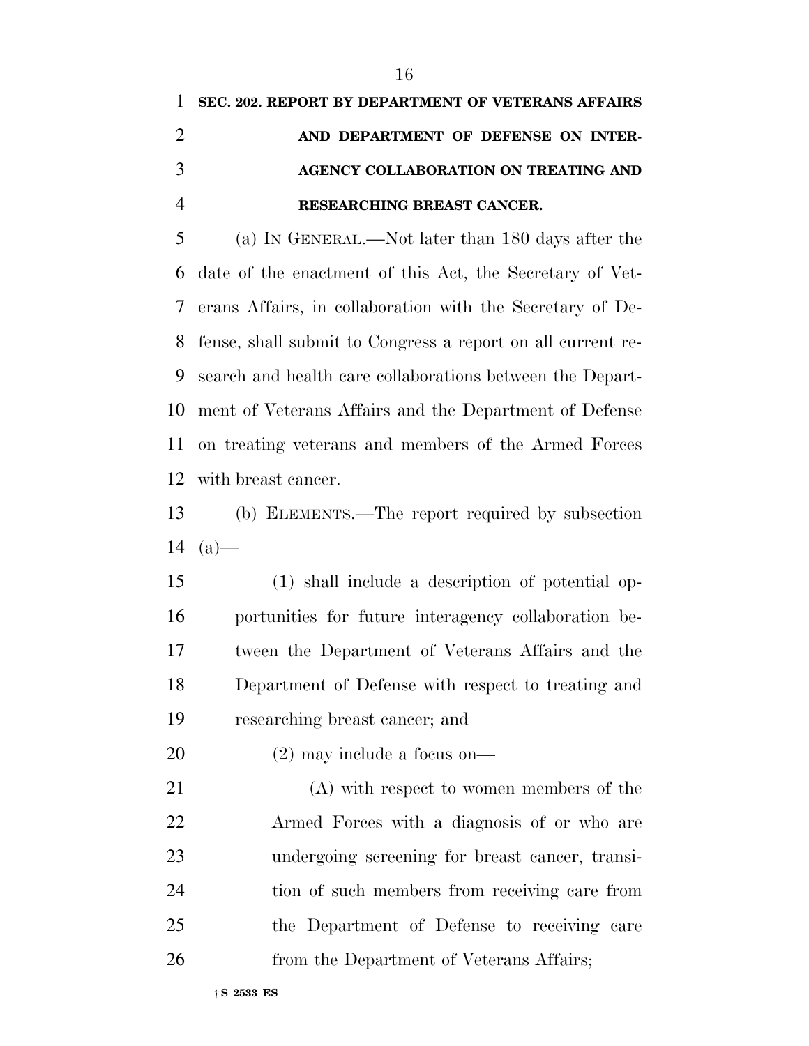**SEC. 202. REPORT BY DEPARTMENT OF VETERANS AFFAIRS AND DEPARTMENT OF DEFENSE ON INTERAGENCY COLLABORATION ON TREATING AND RESEARCHING BREAST CANCER.**

(a) IN GENERAL.—Not later than 180 days after the date of the enactment of this Act, the Secretary of Veterans Affairs, in collaboration with the Secretary of Defense, shall submit to Congress a report on all current research and health care collaborations between the Department of Veterans Affairs and the Department of Defense on treating veterans and members of the Armed Forces with breast cancer.

(b) ELEMENTS.—The report required by subsection (a)—

(1) shall include a description of potential opportunities for future interagency collaboration between the Department of Veterans Affairs and the Department of Defense with respect to treating and researching breast cancer; and

(2) may include a focus on—

(A) with respect to women members of the Armed Forces with a diagnosis of or who are undergoing screening for breast cancer, transition of such members from receiving care from the Department of Defense to receiving care from the Department of Veterans Affairs;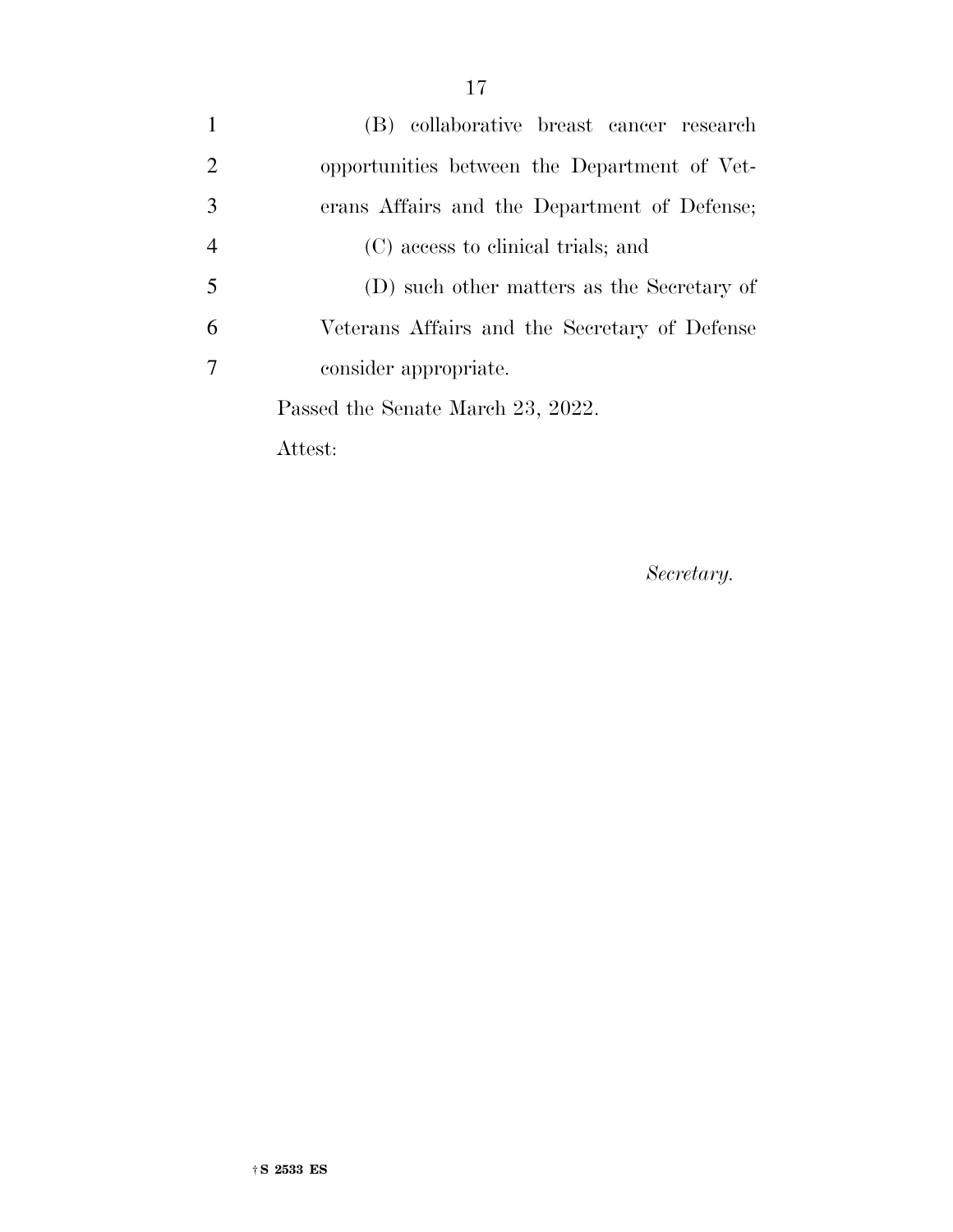(B) collaborative breast cancer research opportunities between the Department of Veterans Affairs and the Department of Defense;

(C) access to clinical trials; and

(D) such other matters as the Secretary of Veterans Affairs and the Secretary of Defense consider appropriate.

Passed the Senate March 23, 2022.

Attest:

*Secretary.*

†S 2533 ES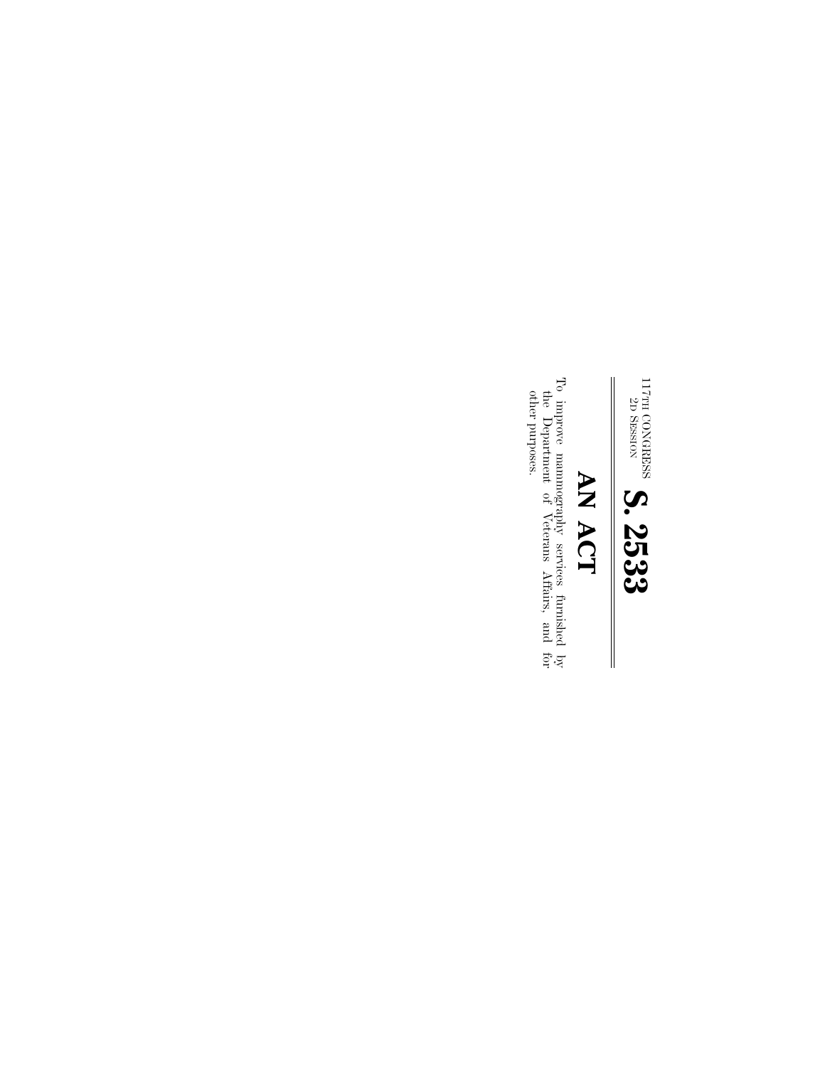117TH CONGRESS
2D SESSION

# S. 2533

# AN ACT

To improve mammography services furnished by the Department of Veterans Affairs, and for other purposes.